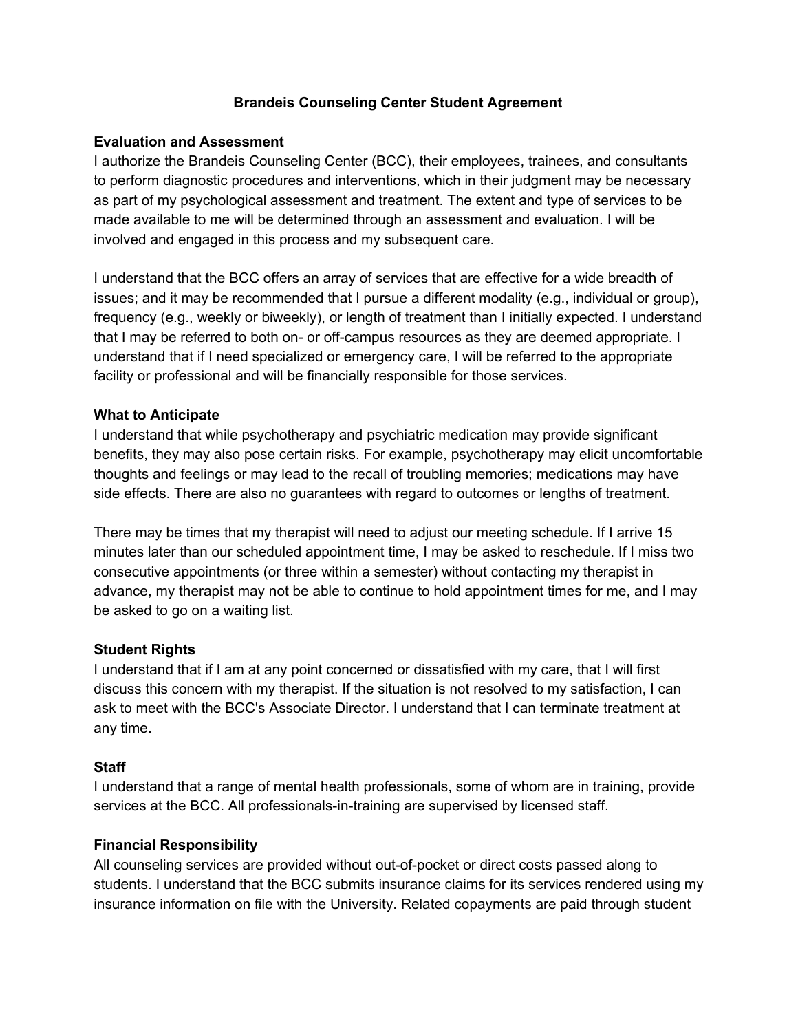# Brandeis Counseling Center Student Agreement

## Evaluation and Assessment

I authorize the Brandeis Counseling Center (BCC), their employees, trainees, and consultants to perform diagnostic procedures and interventions, which in their judgment may be necessary as part of my psychological assessment and treatment. The extent and type of services to be made available to me will be determined through an assessment and evaluation. I will be involved and engaged in this process and my subsequent care.

I understand that the BCC offers an array of services that are effective for a wide breadth of issues; and it may be recommended that I pursue a different modality (e.g., individual or group), frequency (e.g., weekly or biweekly), or length of treatment than I initially expected. I understand that I may be referred to both on- or off-campus resources as they are deemed appropriate. I understand that if I need specialized or emergency care, I will be referred to the appropriate facility or professional and will be financially responsible for those services.

## What to Anticipate

I understand that while psychotherapy and psychiatric medication may provide significant benefits, they may also pose certain risks. For example, psychotherapy may elicit uncomfortable thoughts and feelings or may lead to the recall of troubling memories; medications may have side effects. There are also no guarantees with regard to outcomes or lengths of treatment.

There may be times that my therapist will need to adjust our meeting schedule. If I arrive 15 minutes later than our scheduled appointment time, I may be asked to reschedule. If I miss two consecutive appointments (or three within a semester) without contacting my therapist in advance, my therapist may not be able to continue to hold appointment times for me, and I may be asked to go on a waiting list.

## Student Rights

I understand that if I am at any point concerned or dissatisfied with my care, that I will first discuss this concern with my therapist. If the situation is not resolved to my satisfaction, I can ask to meet with the BCC's Associate Director. I understand that I can terminate treatment at any time.

## Staff

I understand that a range of mental health professionals, some of whom are in training, provide services at the BCC. All professionals-in-training are supervised by licensed staff.

## Financial Responsibility

All counseling services are provided without out-of-pocket or direct costs passed along to students. I understand that the BCC submits insurance claims for its services rendered using my insurance information on file with the University. Related copayments are paid through student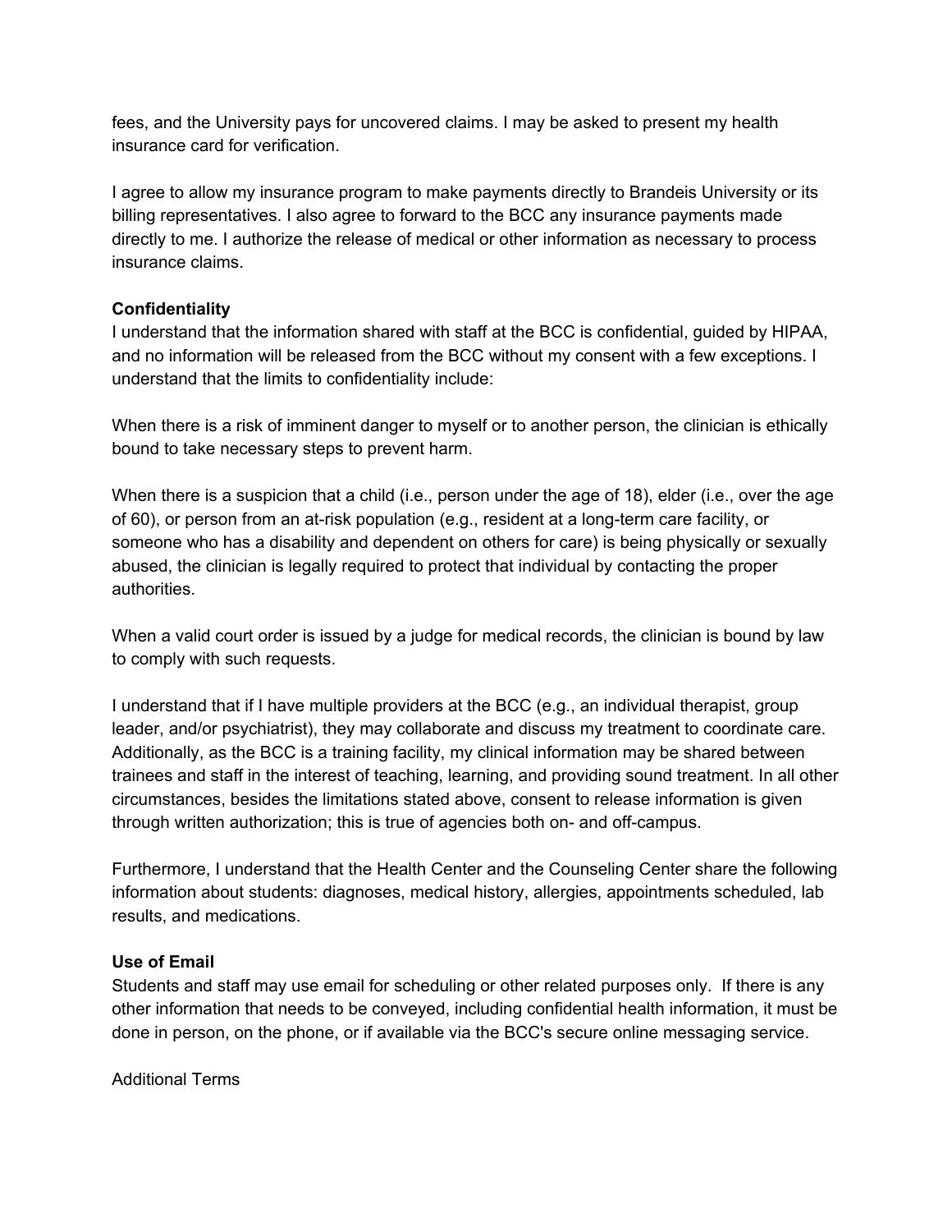fees, and the University pays for uncovered claims. I may be asked to present my health insurance card for verification.

I agree to allow my insurance program to make payments directly to Brandeis University or its billing representatives. I also agree to forward to the BCC any insurance payments made directly to me. I authorize the release of medical or other information as necessary to process insurance claims.

**Confidentiality**
I understand that the information shared with staff at the BCC is confidential, guided by HIPAA, and no information will be released from the BCC without my consent with a few exceptions. I understand that the limits to confidentiality include:

When there is a risk of imminent danger to myself or to another person, the clinician is ethically bound to take necessary steps to prevent harm.

When there is a suspicion that a child (i.e., person under the age of 18), elder (i.e., over the age of 60), or person from an at-risk population (e.g., resident at a long-term care facility, or someone who has a disability and dependent on others for care) is being physically or sexually abused, the clinician is legally required to protect that individual by contacting the proper authorities.

When a valid court order is issued by a judge for medical records, the clinician is bound by law to comply with such requests.

I understand that if I have multiple providers at the BCC (e.g., an individual therapist, group leader, and/or psychiatrist), they may collaborate and discuss my treatment to coordinate care. Additionally, as the BCC is a training facility, my clinical information may be shared between trainees and staff in the interest of teaching, learning, and providing sound treatment. In all other circumstances, besides the limitations stated above, consent to release information is given through written authorization; this is true of agencies both on- and off-campus.

Furthermore, I understand that the Health Center and the Counseling Center share the following information about students: diagnoses, medical history, allergies, appointments scheduled, lab results, and medications.

**Use of Email**
Students and staff may use email for scheduling or other related purposes only. If there is any other information that needs to be conveyed, including confidential health information, it must be done in person, on the phone, or if available via the BCC's secure online messaging service.

Additional Terms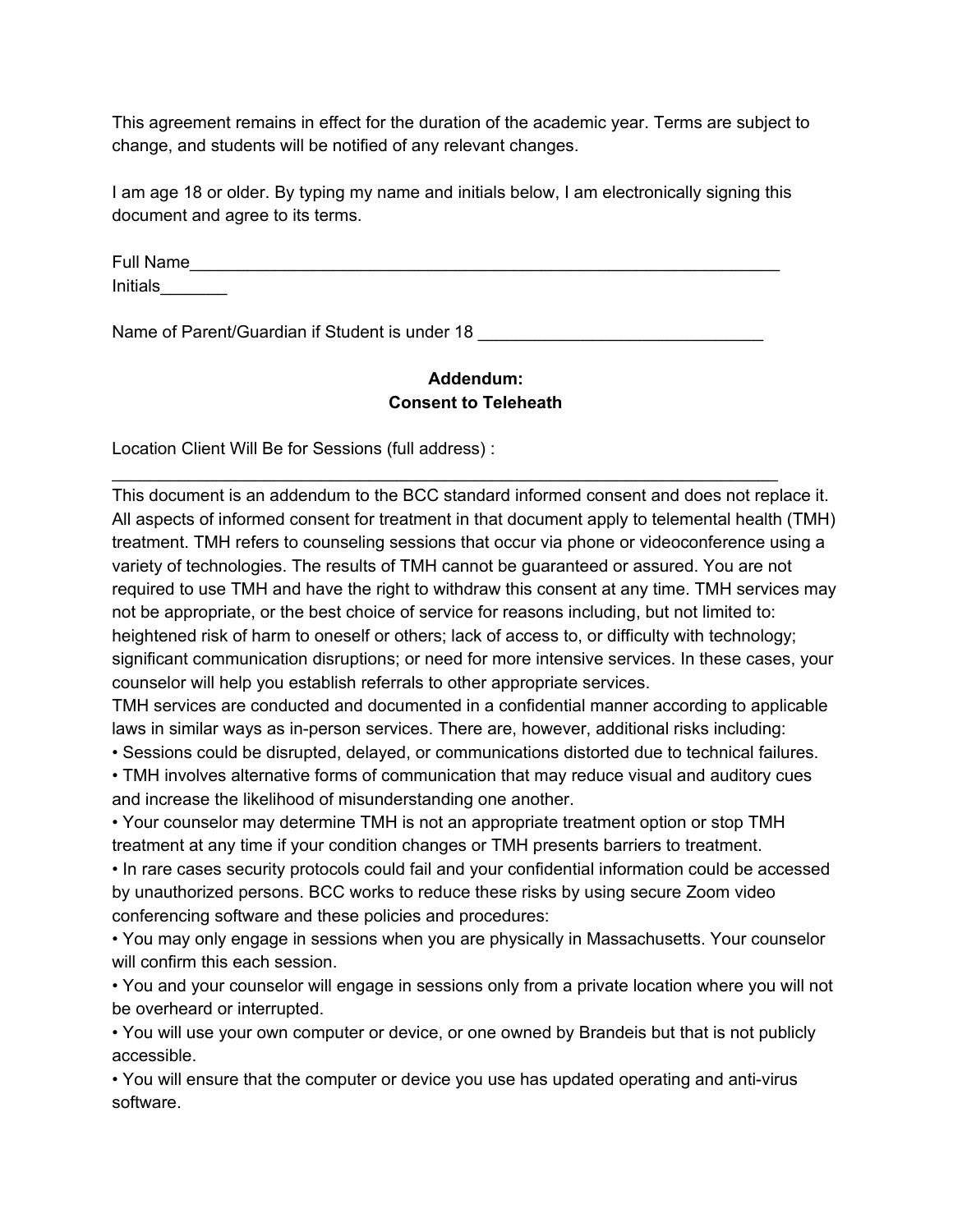This agreement remains in effect for the duration of the academic year. Terms are subject to change, and students will be notified of any relevant changes.

I am age 18 or older. By typing my name and initials below, I am electronically signing this document and agree to its terms.

Full Name_________________________________________________________________
Initials_______

Name of Parent/Guardian if Student is under 18 ______________________________

**Addendum:**
**Consent to Teleheath**

Location Client Will Be for Sessions (full address) :
_________________________________________________________________________

This document is an addendum to the BCC standard informed consent and does not replace it. All aspects of informed consent for treatment in that document apply to telemental health (TMH) treatment. TMH refers to counseling sessions that occur via phone or videoconference using a variety of technologies. The results of TMH cannot be guaranteed or assured. You are not required to use TMH and have the right to withdraw this consent at any time. TMH services may not be appropriate, or the best choice of service for reasons including, but not limited to: heightened risk of harm to oneself or others; lack of access to, or difficulty with technology; significant communication disruptions; or need for more intensive services. In these cases, your counselor will help you establish referrals to other appropriate services.

TMH services are conducted and documented in a confidential manner according to applicable laws in similar ways as in-person services. There are, however, additional risks including:

- Sessions could be disrupted, delayed, or communications distorted due to technical failures.
- TMH involves alternative forms of communication that may reduce visual and auditory cues and increase the likelihood of misunderstanding one another.
- Your counselor may determine TMH is not an appropriate treatment option or stop TMH treatment at any time if your condition changes or TMH presents barriers to treatment.
- In rare cases security protocols could fail and your confidential information could be accessed by unauthorized persons. BCC works to reduce these risks by using secure Zoom video conferencing software and these policies and procedures:
- You may only engage in sessions when you are physically in Massachusetts. Your counselor will confirm this each session.
- You and your counselor will engage in sessions only from a private location where you will not be overheard or interrupted.
- You will use your own computer or device, or one owned by Brandeis but that is not publicly accessible.
- You will ensure that the computer or device you use has updated operating and anti-virus software.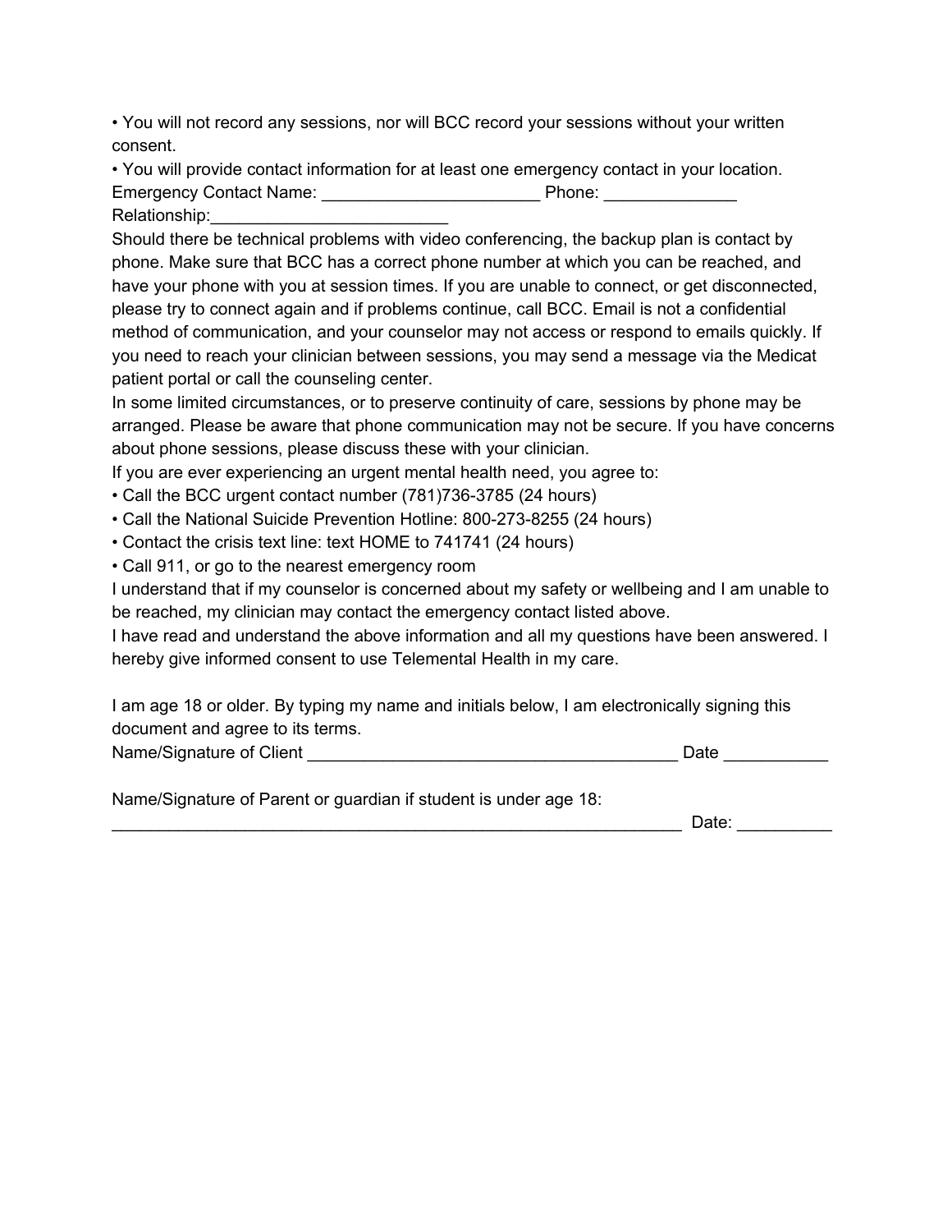- You will not record any sessions, nor will BCC record your sessions without your written consent.
- You will provide contact information for at least one emergency contact in your location.

Emergency Contact Name: _______________________ Phone: ______________

Relationship:_________________________

Should there be technical problems with video conferencing, the backup plan is contact by phone. Make sure that BCC has a correct phone number at which you can be reached, and have your phone with you at session times. If you are unable to connect, or get disconnected, please try to connect again and if problems continue, call BCC. Email is not a confidential method of communication, and your counselor may not access or respond to emails quickly. If you need to reach your clinician between sessions, you may send a message via the Medicat patient portal or call the counseling center.

In some limited circumstances, or to preserve continuity of care, sessions by phone may be arranged. Please be aware that phone communication may not be secure. If you have concerns about phone sessions, please discuss these with your clinician.

If you are ever experiencing an urgent mental health need, you agree to:

- Call the BCC urgent contact number (781)736-3785 (24 hours)
- Call the National Suicide Prevention Hotline: 800-273-8255 (24 hours)
- Contact the crisis text line: text HOME to 741741 (24 hours)
- Call 911, or go to the nearest emergency room

I understand that if my counselor is concerned about my safety or wellbeing and I am unable to be reached, my clinician may contact the emergency contact listed above.

I have read and understand the above information and all my questions have been answered. I hereby give informed consent to use Telemental Health in my care.

I am age 18 or older. By typing my name and initials below, I am electronically signing this document and agree to its terms.

Name/Signature of Client _______________________________________ Date ___________

Name/Signature of Parent or guardian if student is under age 18:

_______________________________________________________________ Date: __________